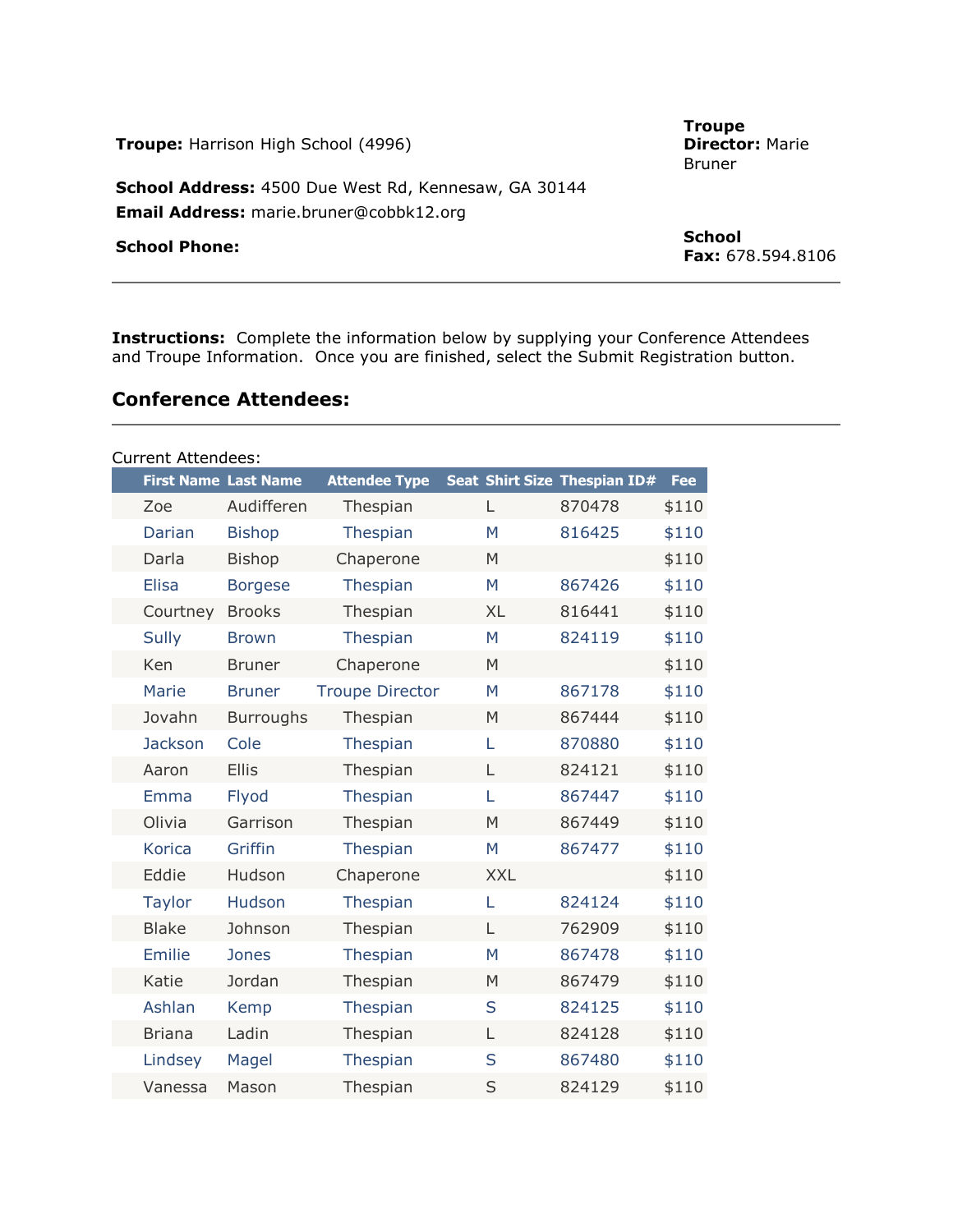**Troupe:** Harrison High School (4996)

**Troupe Director:** Marie Bruner

**School Address:** 4500 Due West Rd, Kennesaw, GA 30144

**Email Address:** marie.bruner@cobbk12.org

**School Phone:**

**School Fax:** 678.594.8106

---

**Instructions:** Complete the information below by supplying your Conference Attendees and Troupe Information. Once you are finished, select the Submit Registration button.

## Conference Attendees:

---

Current Attendees:

| First Name | Last Name | Attendee Type | Seat | Shirt Size | Thespian ID# | Fee |
|---|---|---|---|---|---|---|
| Zoe | Audifferen | Thespian | | L | 870478 | $110 |
| Darian | Bishop | Thespian | | M | 816425 | $110 |
| Darla | Bishop | Chaperone | | M | | $110 |
| Elisa | Borgese | Thespian | | M | 867426 | $110 |
| Courtney | Brooks | Thespian | | XL | 816441 | $110 |
| Sully | Brown | Thespian | | M | 824119 | $110 |
| Ken | Bruner | Chaperone | | M | | $110 |
| Marie | Bruner | Troupe Director | | M | 867178 | $110 |
| Jovahn | Burroughs | Thespian | | M | 867444 | $110 |
| Jackson | Cole | Thespian | | L | 870880 | $110 |
| Aaron | Ellis | Thespian | | L | 824121 | $110 |
| Emma | Flyod | Thespian | | L | 867447 | $110 |
| Olivia | Garrison | Thespian | | M | 867449 | $110 |
| Korica | Griffin | Thespian | | M | 867477 | $110 |
| Eddie | Hudson | Chaperone | | XXL | | $110 |
| Taylor | Hudson | Thespian | | L | 824124 | $110 |
| Blake | Johnson | Thespian | | L | 762909 | $110 |
| Emilie | Jones | Thespian | | M | 867478 | $110 |
| Katie | Jordan | Thespian | | M | 867479 | $110 |
| Ashlan | Kemp | Thespian | | S | 824125 | $110 |
| Briana | Ladin | Thespian | | L | 824128 | $110 |
| Lindsey | Magel | Thespian | | S | 867480 | $110 |
| Vanessa | Mason | Thespian | | S | 824129 | $110 |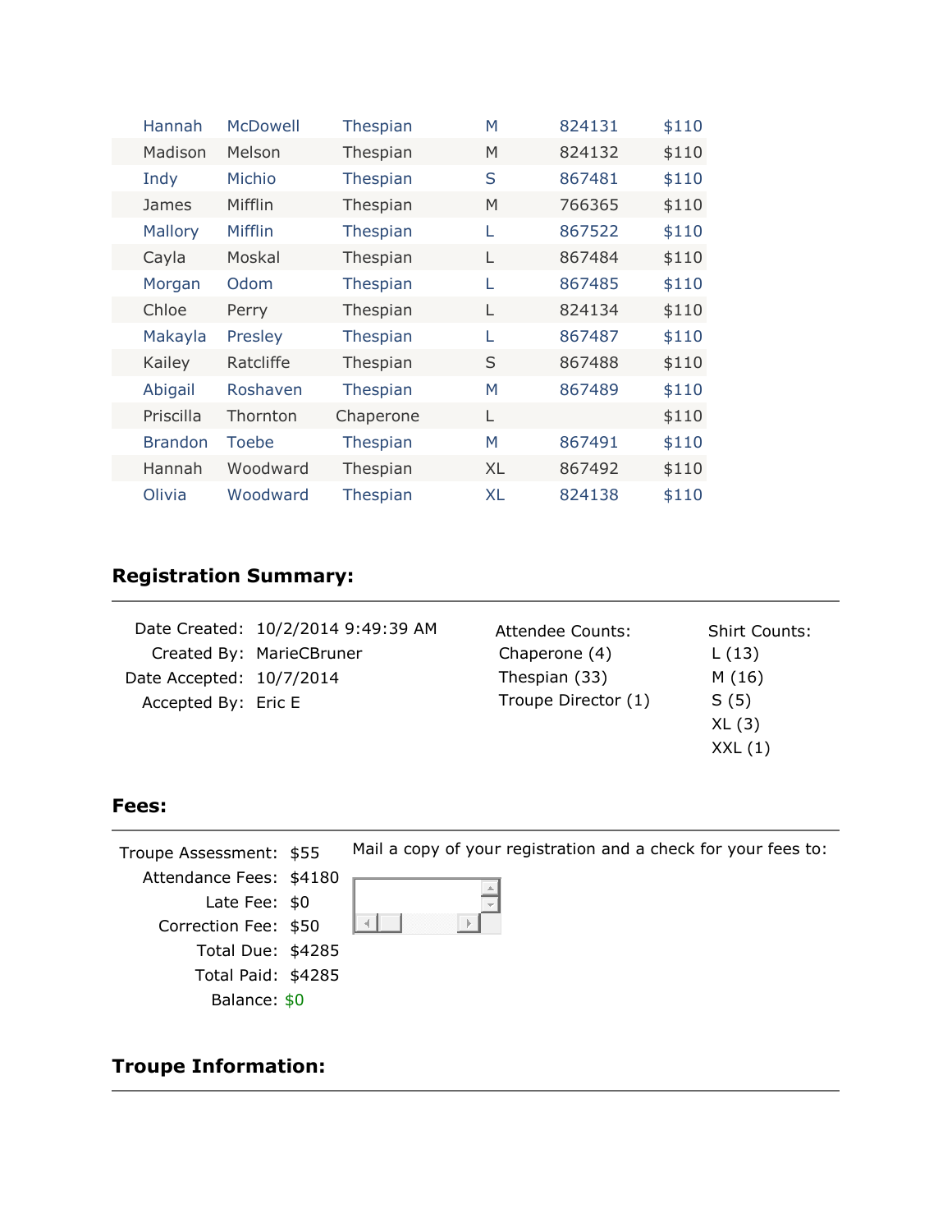| | | | | | |
|---|---|---|---|---|---|
| Hannah | McDowell | Thespian | M | 824131 | $110 |
| Madison | Melson | Thespian | M | 824132 | $110 |
| Indy | Michio | Thespian | S | 867481 | $110 |
| James | Mifflin | Thespian | M | 766365 | $110 |
| Mallory | Mifflin | Thespian | L | 867522 | $110 |
| Cayla | Moskal | Thespian | L | 867484 | $110 |
| Morgan | Odom | Thespian | L | 867485 | $110 |
| Chloe | Perry | Thespian | L | 824134 | $110 |
| Makayla | Presley | Thespian | L | 867487 | $110 |
| Kailey | Ratcliffe | Thespian | S | 867488 | $110 |
| Abigail | Roshaven | Thespian | M | 867489 | $110 |
| Priscilla | Thornton | Chaperone | L | | $110 |
| Brandon | Toebe | Thespian | M | 867491 | $110 |
| Hannah | Woodward | Thespian | XL | 867492 | $110 |
| Olivia | Woodward | Thespian | XL | 824138 | $110 |

## Registration Summary:

Date Created: 10/2/2014 9:49:39 AM
Created By: MarieCBruner
Date Accepted: 10/7/2014
Accepted By: Eric E

Attendee Counts:
Chaperone (4)
Thespian (33)
Troupe Director (1)

Shirt Counts:
L (13)
M (16)
S (5)
XL (3)
XXL (1)

## Fees:

Troupe Assessment: $55
Attendance Fees: $4180
Late Fee: $0
Correction Fee: $50
Total Due: $4285
Total Paid: $4285
Balance: $0

Mail a copy of your registration and a check for your fees to:

## Troupe Information: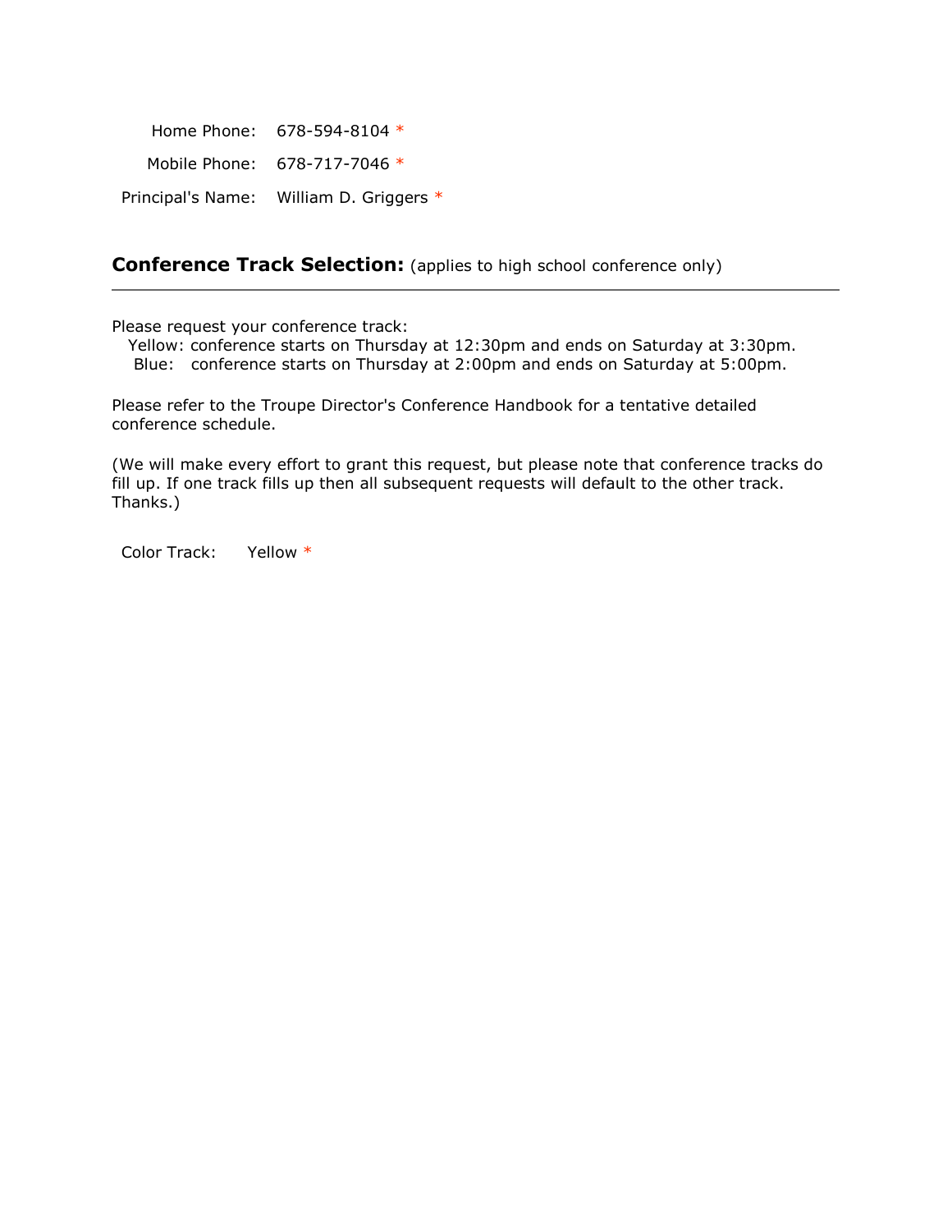Home Phone: 678-594-8104 *

Mobile Phone: 678-717-7046 *

Principal's Name: William D. Griggers *

## **Conference Track Selection:** (applies to high school conference only)

---

Please request your conference track:

Yellow: conference starts on Thursday at 12:30pm and ends on Saturday at 3:30pm.

Blue: conference starts on Thursday at 2:00pm and ends on Saturday at 5:00pm.

Please refer to the Troupe Director's Conference Handbook for a tentative detailed conference schedule.

(We will make every effort to grant this request, but please note that conference tracks do fill up. If one track fills up then all subsequent requests will default to the other track. Thanks.)

Color Track: Yellow *